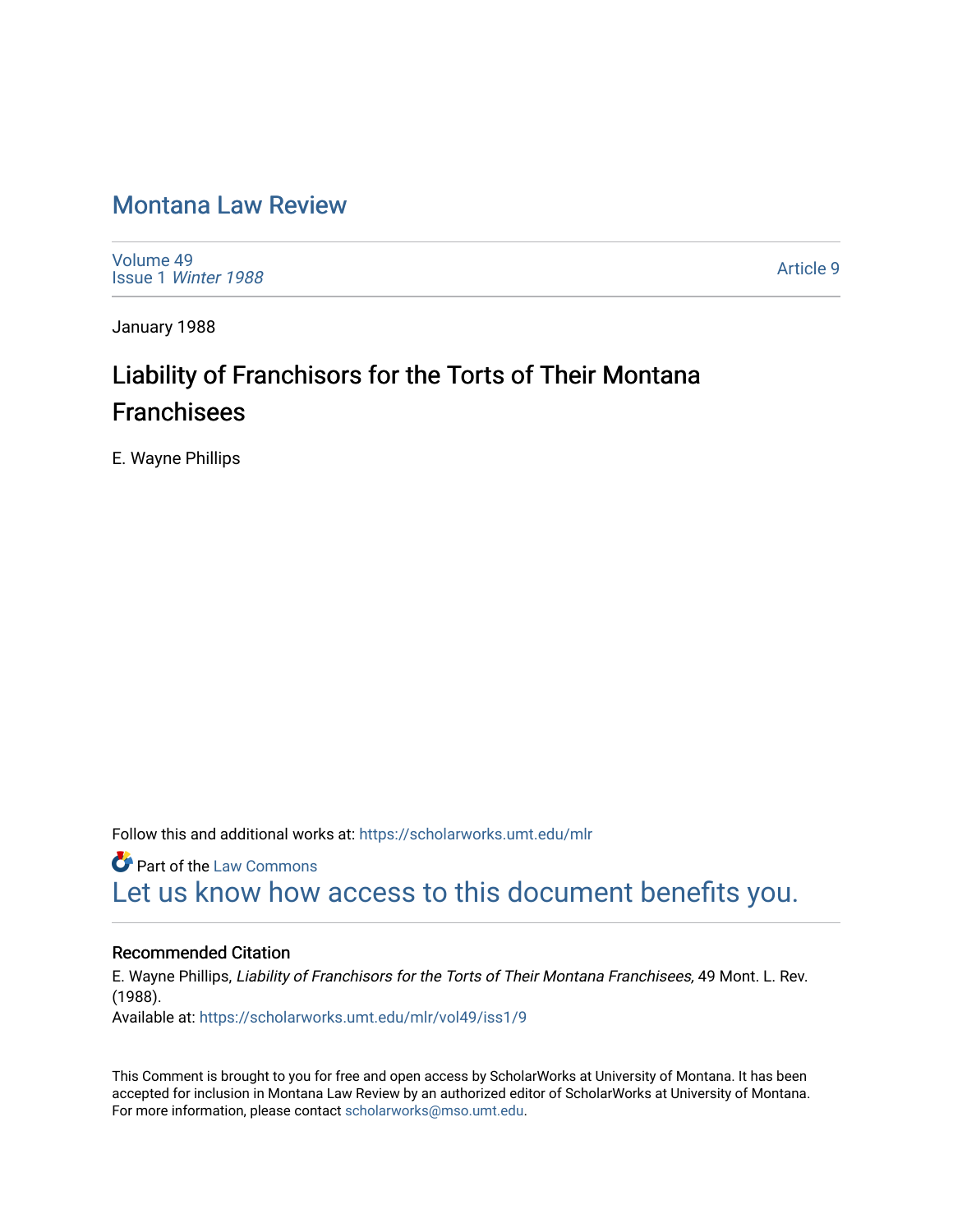# Montana Law Review

Volume 49
Issue 1 *Winter 1988*

Article 9

January 1988

## Liability of Franchisors for the Torts of Their Montana Franchisees

E. Wayne Phillips

Follow this and additional works at: https://scholarworks.umt.edu/mlr

Part of the Law Commons

Let us know how access to this document benefits you.

### Recommended Citation

E. Wayne Phillips, *Liability of Franchisors for the Torts of Their Montana Franchisees,* 49 Mont. L. Rev. (1988).

Available at: https://scholarworks.umt.edu/mlr/vol49/iss1/9

This Comment is brought to you for free and open access by ScholarWorks at University of Montana. It has been accepted for inclusion in Montana Law Review by an authorized editor of ScholarWorks at University of Montana. For more information, please contact scholarworks@mso.umt.edu.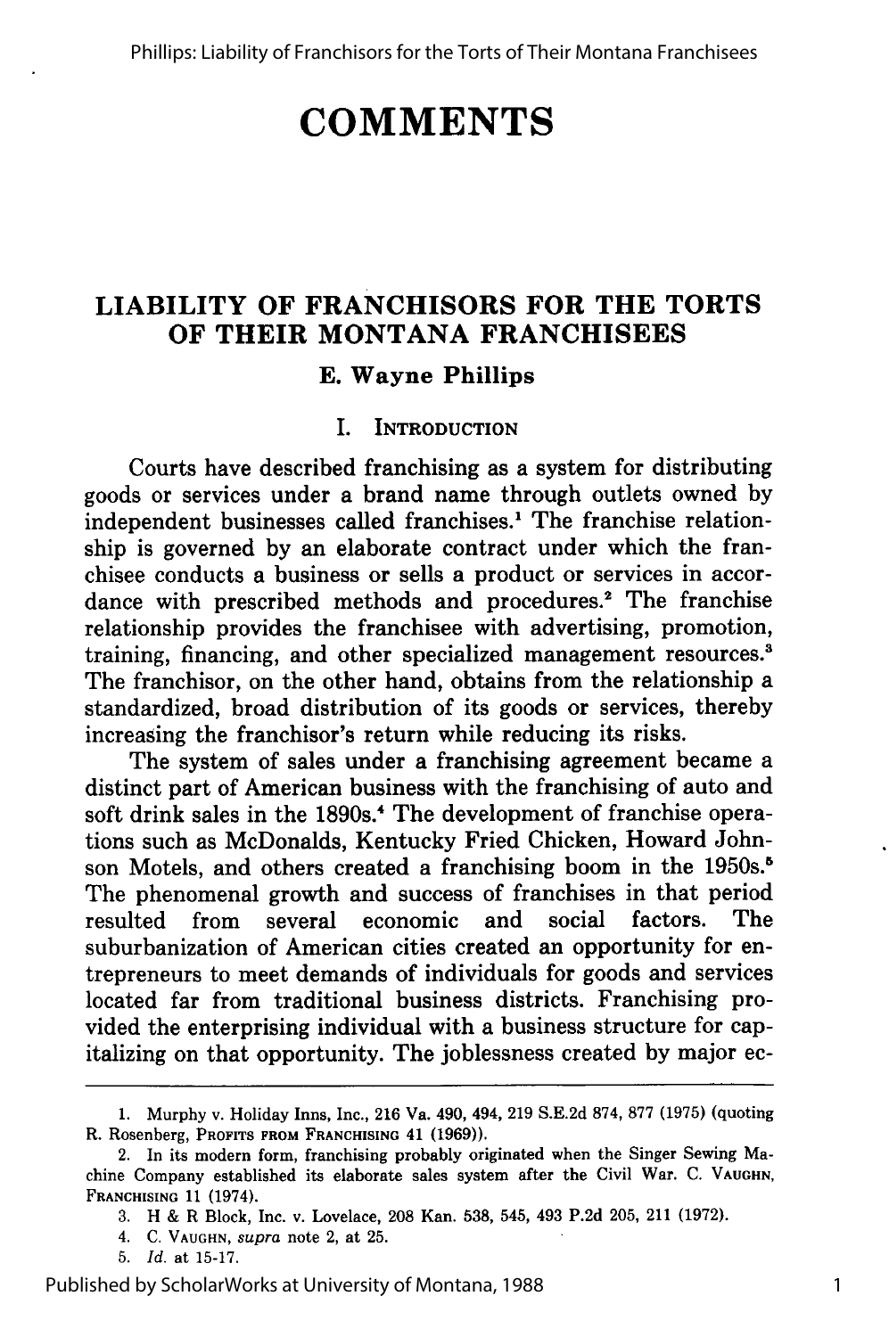# COMMENTS

## LIABILITY OF FRANCHISORS FOR THE TORTS OF THEIR MONTANA FRANCHISEES

**E. Wayne Phillips**

### I. INTRODUCTION

Courts have described franchising as a system for distributing goods or services under a brand name through outlets owned by independent businesses called franchises.[1] The franchise relationship is governed by an elaborate contract under which the franchisee conducts a business or sells a product or services in accordance with prescribed methods and procedures.[2] The franchise relationship provides the franchisee with advertising, promotion, training, financing, and other specialized management resources.[3] The franchisor, on the other hand, obtains from the relationship a standardized, broad distribution of its goods or services, thereby increasing the franchisor's return while reducing its risks.

The system of sales under a franchising agreement became a distinct part of American business with the franchising of auto and soft drink sales in the 1890s.[4] The development of franchise operations such as McDonalds, Kentucky Fried Chicken, Howard Johnson Motels, and others created a franchising boom in the 1950s.[5] The phenomenal growth and success of franchises in that period resulted from several economic and social factors. The suburbanization of American cities created an opportunity for entrepreneurs to meet demands of individuals for goods and services located far from traditional business districts. Franchising provided the enterprising individual with a business structure for capitalizing on that opportunity. The joblessness created by major ec-

---

1. Murphy v. Holiday Inns, Inc., 216 Va. 490, 494, 219 S.E.2d 874, 877 (1975) (quoting R. Rosenberg, PROFITS FROM FRANCHISING 41 (1969)).

2. In its modern form, franchising probably originated when the Singer Sewing Machine Company established its elaborate sales system after the Civil War. C. VAUGHN, FRANCHISING 11 (1974).

3. H & R Block, Inc. v. Lovelace, 208 Kan. 538, 545, 493 P.2d 205, 211 (1972).

4. C. VAUGHN, *supra* note 2, at 25.

5. *Id.* at 15-17.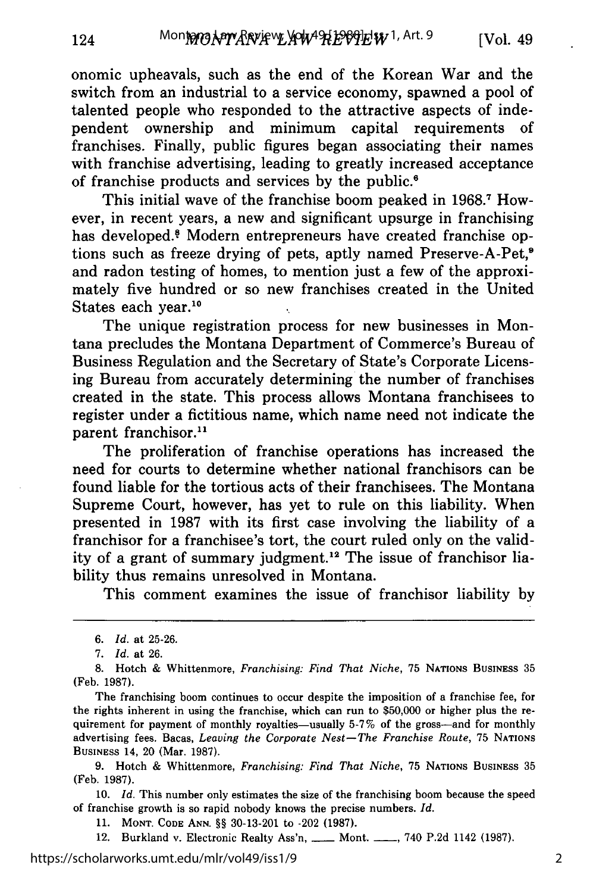onomic upheavals, such as the end of the Korean War and the switch from an industrial to a service economy, spawned a pool of talented people who responded to the attractive aspects of independent ownership and minimum capital requirements of franchises. Finally, public figures began associating their names with franchise advertising, leading to greatly increased acceptance of franchise products and services by the public.[6]

This initial wave of the franchise boom peaked in 1968.[7] However, in recent years, a new and significant upsurge in franchising has developed.[8] Modern entrepreneurs have created franchise options such as freeze drying of pets, aptly named Preserve-A-Pet,[9] and radon testing of homes, to mention just a few of the approximately five hundred or so new franchises created in the United States each year.[10]

The unique registration process for new businesses in Montana precludes the Montana Department of Commerce's Bureau of Business Regulation and the Secretary of State's Corporate Licensing Bureau from accurately determining the number of franchises created in the state. This process allows Montana franchisees to register under a fictitious name, which name need not indicate the parent franchisor.[11]

The proliferation of franchise operations has increased the need for courts to determine whether national franchisors can be found liable for the tortious acts of their franchisees. The Montana Supreme Court, however, has yet to rule on this liability. When presented in 1987 with its first case involving the liability of a franchisor for a franchisee's tort, the court ruled only on the validity of a grant of summary judgment.[12] The issue of franchisor liability thus remains unresolved in Montana.

This comment examines the issue of franchisor liability by

---

6. *Id.* at 25-26.

7. *Id.* at 26.

8. Hotch & Whittenmore, *Franchising: Find That Niche*, 75 NATIONS BUSINESS 35 (Feb. 1987).

The franchising boom continues to occur despite the imposition of a franchise fee, for the rights inherent in using the franchise, which can run to $50,000 or higher plus the requirement for payment of monthly royalties—usually 5-7% of the gross—and for monthly advertising fees. Bacas, *Leaving the Corporate Nest—The Franchise Route*, 75 NATIONS BUSINESS 14, 20 (Mar. 1987).

9. Hotch & Whittenmore, *Franchising: Find That Niche*, 75 NATIONS BUSINESS 35 (Feb. 1987).

10. *Id.* This number only estimates the size of the franchising boom because the speed of franchise growth is so rapid nobody knows the precise numbers. *Id.*

11. MONT. CODE ANN. §§ 30-13-201 to -202 (1987).

12. Burkland v. Electronic Realty Ass'n, ___ Mont. ___, 740 P.2d 1142 (1987).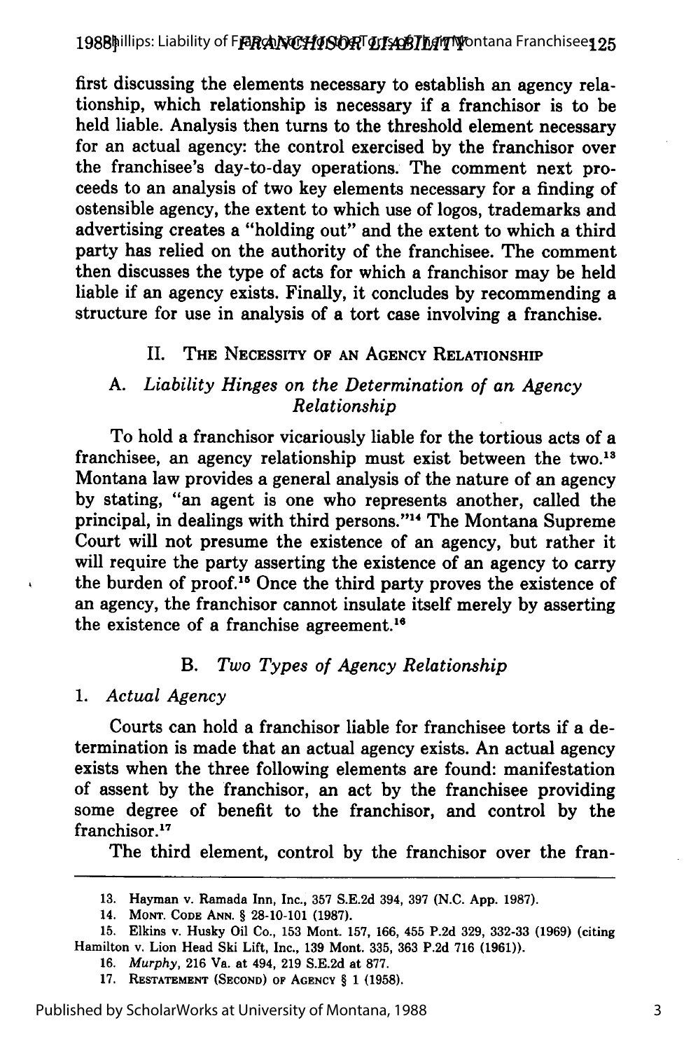first discussing the elements necessary to establish an agency relationship, which relationship is necessary if a franchisor is to be held liable. Analysis then turns to the threshold element necessary for an actual agency: the control exercised by the franchisor over the franchisee's day-to-day operations. The comment next proceeds to an analysis of two key elements necessary for a finding of ostensible agency, the extent to which use of logos, trademarks and advertising creates a "holding out" and the extent to which a third party has relied on the authority of the franchisee. The comment then discusses the type of acts for which a franchisor may be held liable if an agency exists. Finally, it concludes by recommending a structure for use in analysis of a tort case involving a franchise.

## II. The Necessity of an Agency Relationship

### A. *Liability Hinges on the Determination of an Agency Relationship*

To hold a franchisor vicariously liable for the tortious acts of a franchisee, an agency relationship must exist between the two.[13] Montana law provides a general analysis of the nature of an agency by stating, "an agent is one who represents another, called the principal, in dealings with third persons."[14] The Montana Supreme Court will not presume the existence of an agency, but rather it will require the party asserting the existence of an agency to carry the burden of proof.[15] Once the third party proves the existence of an agency, the franchisor cannot insulate itself merely by asserting the existence of a franchise agreement.[16]

### B. *Two Types of Agency Relationship*

#### 1. *Actual Agency*

Courts can hold a franchisor liable for franchisee torts if a determination is made that an actual agency exists. An actual agency exists when the three following elements are found: manifestation of assent by the franchisor, an act by the franchisee providing some degree of benefit to the franchisor, and control by the franchisor.[17]

The third element, control by the franchisor over the fran-

---

13. Hayman v. Ramada Inn, Inc., 357 S.E.2d 394, 397 (N.C. App. 1987).

14. Mont. Code Ann. § 28-10-101 (1987).

15. Elkins v. Husky Oil Co., 153 Mont. 157, 166, 455 P.2d 329, 332-33 (1969) (citing Hamilton v. Lion Head Ski Lift, Inc., 139 Mont. 335, 363 P.2d 716 (1961)).

16. *Murphy*, 216 Va. at 494, 219 S.E.2d at 877.

17. Restatement (Second) of Agency § 1 (1958).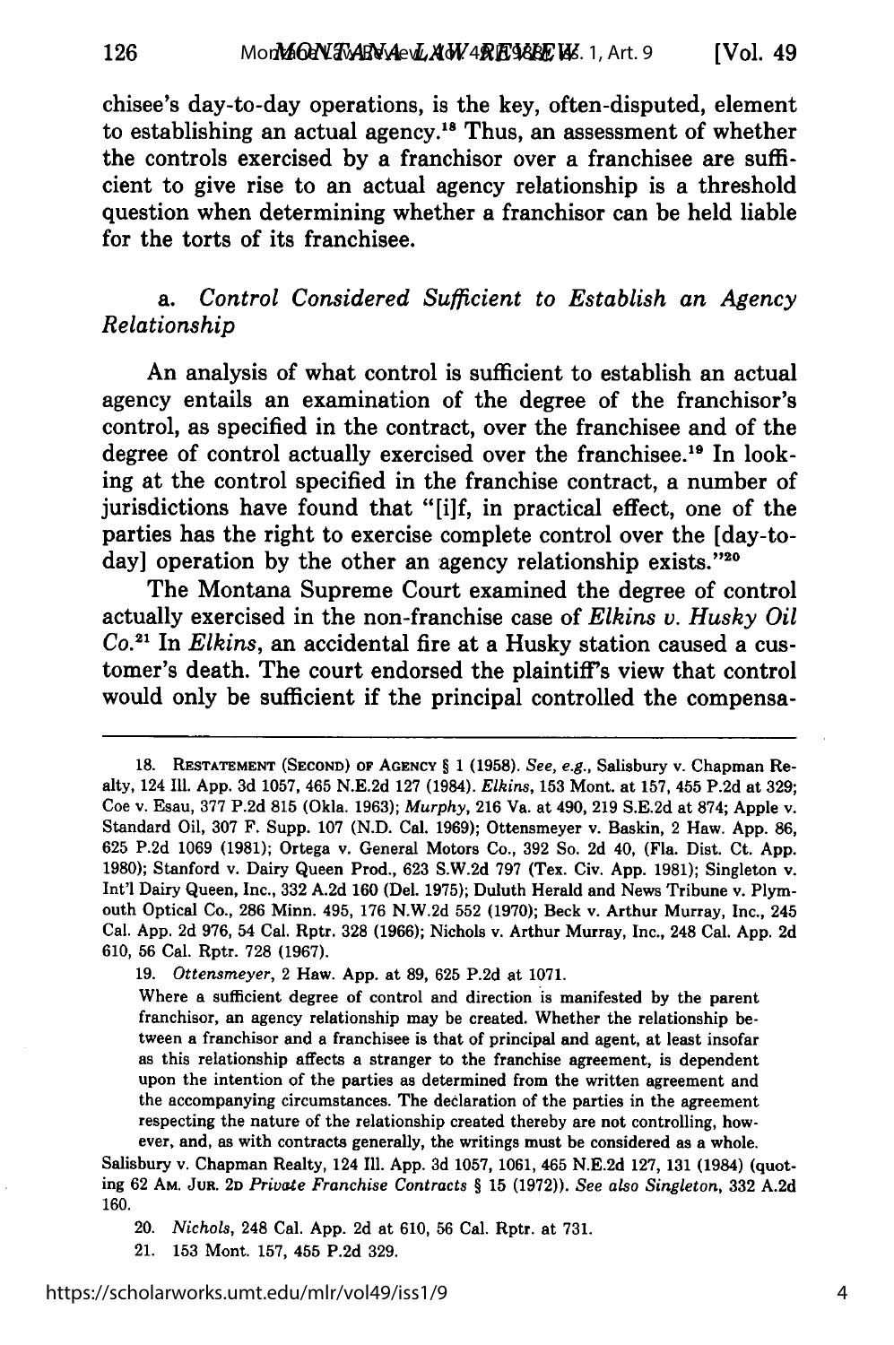chisee's day-to-day operations, is the key, often-disputed, element to establishing an actual agency.[18] Thus, an assessment of whether the controls exercised by a franchisor over a franchisee are sufficient to give rise to an actual agency relationship is a threshold question when determining whether a franchisor can be held liable for the torts of its franchisee.

### a. *Control Considered Sufficient to Establish an Agency Relationship*

An analysis of what control is sufficient to establish an actual agency entails an examination of the degree of the franchisor's control, as specified in the contract, over the franchisee and of the degree of control actually exercised over the franchisee.[19] In looking at the control specified in the franchise contract, a number of jurisdictions have found that "[i]f, in practical effect, one of the parties has the right to exercise complete control over the [day-to-day] operation by the other an agency relationship exists."[20]

The Montana Supreme Court examined the degree of control actually exercised in the non-franchise case of *Elkins v. Husky Oil Co.*[21] In *Elkins*, an accidental fire at a Husky station caused a customer's death. The court endorsed the plaintiff's view that control would only be sufficient if the principal controlled the compensa-

---

18. RESTATEMENT (SECOND) OF AGENCY § 1 (1958). *See, e.g.*, Salisbury v. Chapman Realty, 124 Ill. App. 3d 1057, 465 N.E.2d 127 (1984). *Elkins*, 153 Mont. at 157, 455 P.2d at 329; Coe v. Esau, 377 P.2d 815 (Okla. 1963); *Murphy*, 216 Va. at 490, 219 S.E.2d at 874; Apple v. Standard Oil, 307 F. Supp. 107 (N.D. Cal. 1969); Ottensmeyer v. Baskin, 2 Haw. App. 86, 625 P.2d 1069 (1981); Ortega v. General Motors Co., 392 So. 2d 40, (Fla. Dist. Ct. App. 1980); Stanford v. Dairy Queen Prod., 623 S.W.2d 797 (Tex. Civ. App. 1981); Singleton v. Int'l Dairy Queen, Inc., 332 A.2d 160 (Del. 1975); Duluth Herald and News Tribune v. Plymouth Optical Co., 286 Minn. 495, 176 N.W.2d 552 (1970); Beck v. Arthur Murray, Inc., 245 Cal. App. 2d 976, 54 Cal. Rptr. 328 (1966); Nichols v. Arthur Murray, Inc., 248 Cal. App. 2d 610, 56 Cal. Rptr. 728 (1967).

19. *Ottensmeyer*, 2 Haw. App. at 89, 625 P.2d at 1071.

> Where a sufficient degree of control and direction is manifested by the parent franchisor, an agency relationship may be created. Whether the relationship between a franchisor and a franchisee is that of principal and agent, at least insofar as this relationship affects a stranger to the franchise agreement, is dependent upon the intention of the parties as determined from the written agreement and the accompanying circumstances. The declaration of the parties in the agreement respecting the nature of the relationship created thereby are not controlling, however, and, as with contracts generally, the writings must be considered as a whole.

Salisbury v. Chapman Realty, 124 Ill. App. 3d 1057, 1061, 465 N.E.2d 127, 131 (1984) (quoting 62 AM. JUR. 2D *Private Franchise Contracts* § 15 (1972)). *See also Singleton*, 332 A.2d 160.

20. *Nichols*, 248 Cal. App. 2d at 610, 56 Cal. Rptr. at 731.

21. 153 Mont. 157, 455 P.2d 329.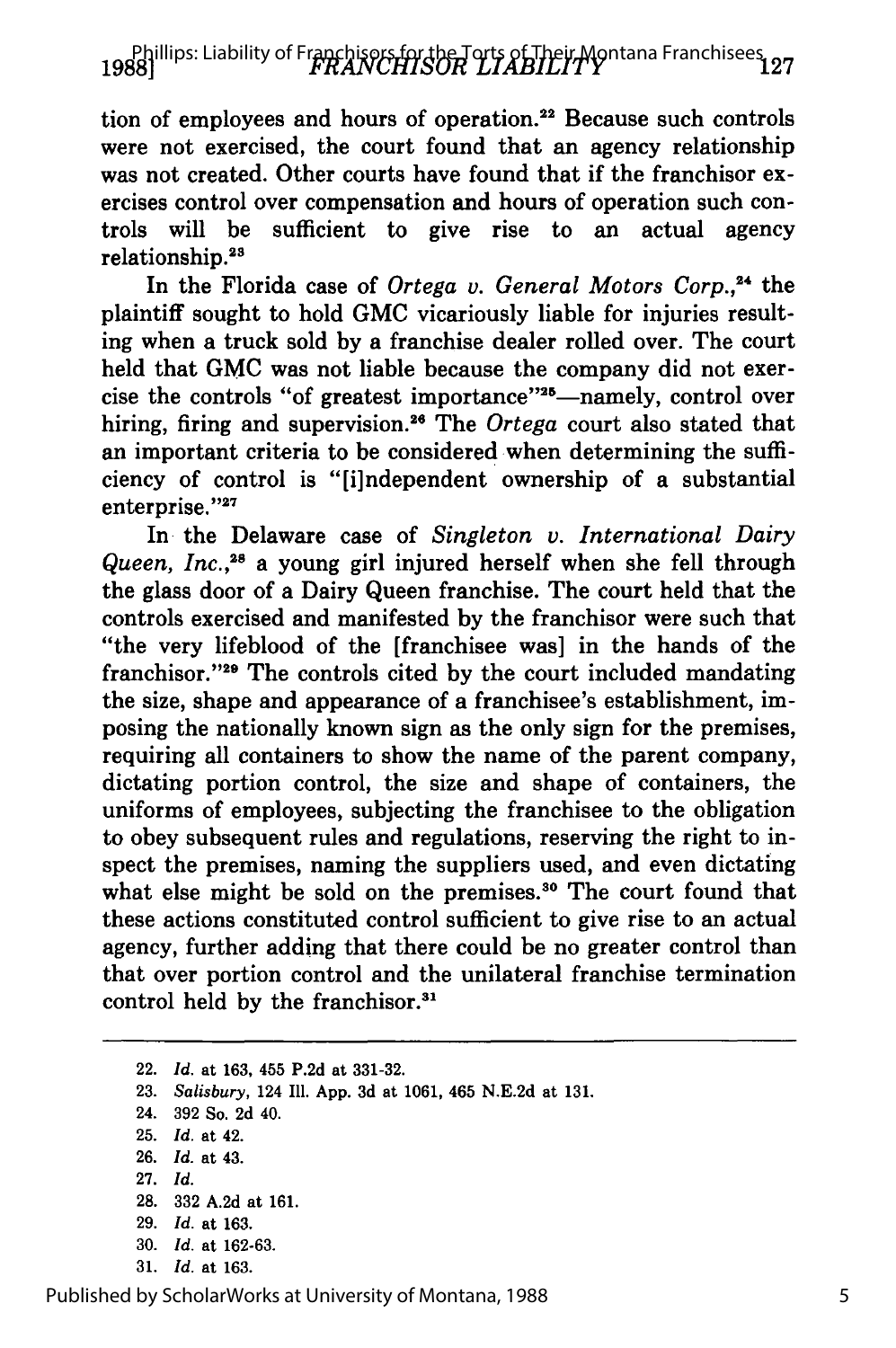tion of employees and hours of operation.[22] Because such controls were not exercised, the court found that an agency relationship was not created. Other courts have found that if the franchisor exercises control over compensation and hours of operation such controls will be sufficient to give rise to an actual agency relationship.[23]

In the Florida case of *Ortega v. General Motors Corp.*,[24] the plaintiff sought to hold GMC vicariously liable for injuries resulting when a truck sold by a franchise dealer rolled over. The court held that GMC was not liable because the company did not exercise the controls "of greatest importance"[25]—namely, control over hiring, firing and supervision.[26] The *Ortega* court also stated that an important criteria to be considered when determining the sufficiency of control is "[i]ndependent ownership of a substantial enterprise."[27]

In the Delaware case of *Singleton v. International Dairy Queen, Inc.*,[28] a young girl injured herself when she fell through the glass door of a Dairy Queen franchise. The court held that the controls exercised and manifested by the franchisor were such that "the very lifeblood of the [franchisee was] in the hands of the franchisor."[29] The controls cited by the court included mandating the size, shape and appearance of a franchisee's establishment, imposing the nationally known sign as the only sign for the premises, requiring all containers to show the name of the parent company, dictating portion control, the size and shape of containers, the uniforms of employees, subjecting the franchisee to the obligation to obey subsequent rules and regulations, reserving the right to inspect the premises, naming the suppliers used, and even dictating what else might be sold on the premises.[30] The court found that these actions constituted control sufficient to give rise to an actual agency, further adding that there could be no greater control than that over portion control and the unilateral franchise termination control held by the franchisor.[31]

---

22. *Id.* at 163, 455 P.2d at 331-32.
23. *Salisbury*, 124 Ill. App. 3d at 1061, 465 N.E.2d at 131.
24. 392 So. 2d 40.
25. *Id.* at 42.
26. *Id.* at 43.
27. *Id.*
28. 332 A.2d at 161.
29. *Id.* at 163.
30. *Id.* at 162-63.
31. *Id.* at 163.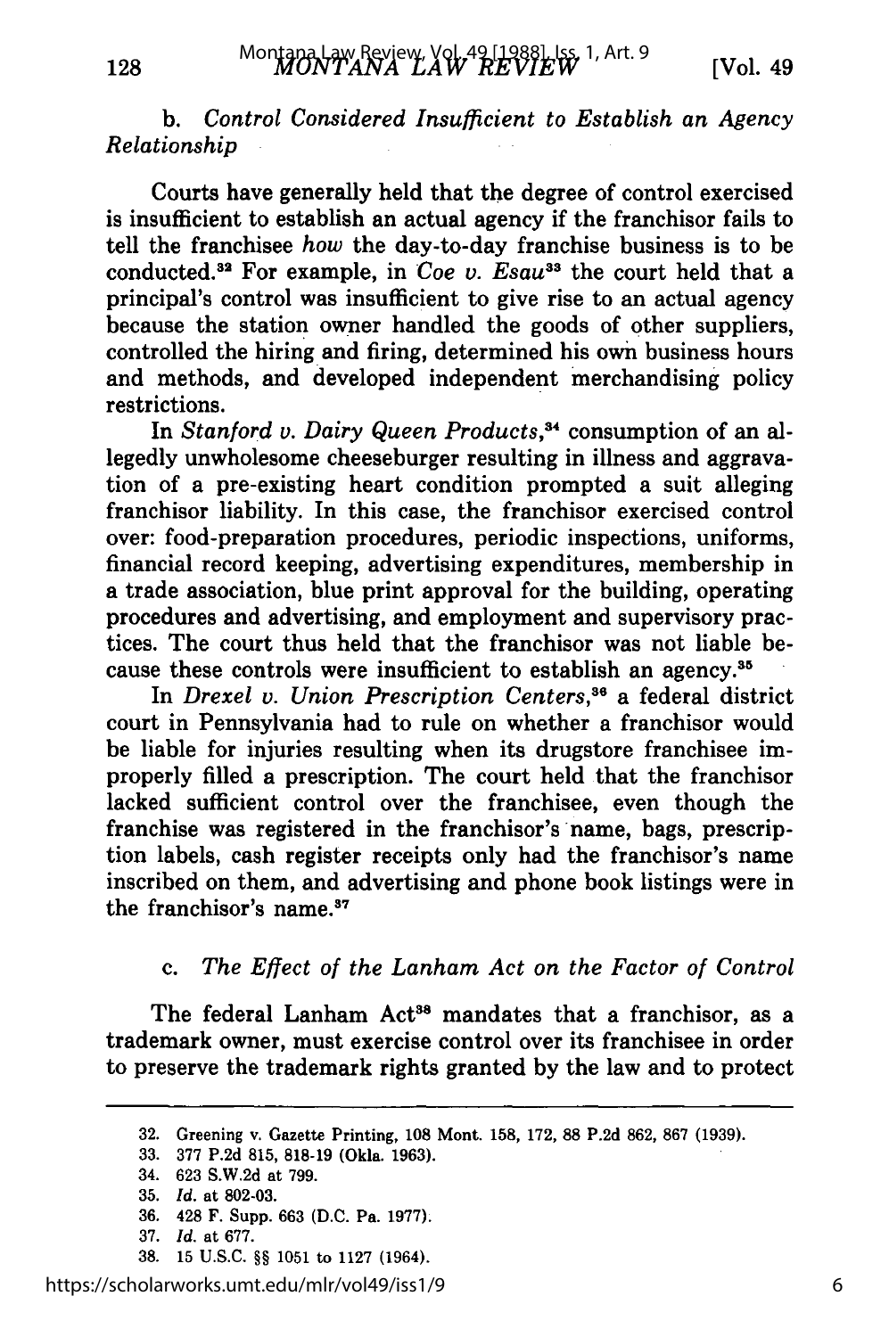b. *Control Considered Insufficient to Establish an Agency Relationship*

Courts have generally held that the degree of control exercised is insufficient to establish an actual agency if the franchisor fails to tell the franchisee *how* the day-to-day franchise business is to be conducted.[32] For example, in *Coe v. Esau*[33] the court held that a principal's control was insufficient to give rise to an actual agency because the station owner handled the goods of other suppliers, controlled the hiring and firing, determined his own business hours and methods, and developed independent merchandising policy restrictions.

In *Stanford v. Dairy Queen Products*,[34] consumption of an allegedly unwholesome cheeseburger resulting in illness and aggravation of a pre-existing heart condition prompted a suit alleging franchisor liability. In this case, the franchisor exercised control over: food-preparation procedures, periodic inspections, uniforms, financial record keeping, advertising expenditures, membership in a trade association, blue print approval for the building, operating procedures and advertising, and employment and supervisory practices. The court thus held that the franchisor was not liable because these controls were insufficient to establish an agency.[35]

In *Drexel v. Union Prescription Centers*,[36] a federal district court in Pennsylvania had to rule on whether a franchisor would be liable for injuries resulting when its drugstore franchisee improperly filled a prescription. The court held that the franchisor lacked sufficient control over the franchisee, even though the franchise was registered in the franchisor's name, bags, prescription labels, cash register receipts only had the franchisor's name inscribed on them, and advertising and phone book listings were in the franchisor's name.[37]

c. *The Effect of the Lanham Act on the Factor of Control*

The federal Lanham Act[38] mandates that a franchisor, as a trademark owner, must exercise control over its franchisee in order to preserve the trademark rights granted by the law and to protect

---

32. Greening v. Gazette Printing, 108 Mont. 158, 172, 88 P.2d 862, 867 (1939).
33. 377 P.2d 815, 818-19 (Okla. 1963).
34. 623 S.W.2d at 799.
35. *Id.* at 802-03.
36. 428 F. Supp. 663 (D.C. Pa. 1977).
37. *Id.* at 677.
38. 15 U.S.C. §§ 1051 to 1127 (1964).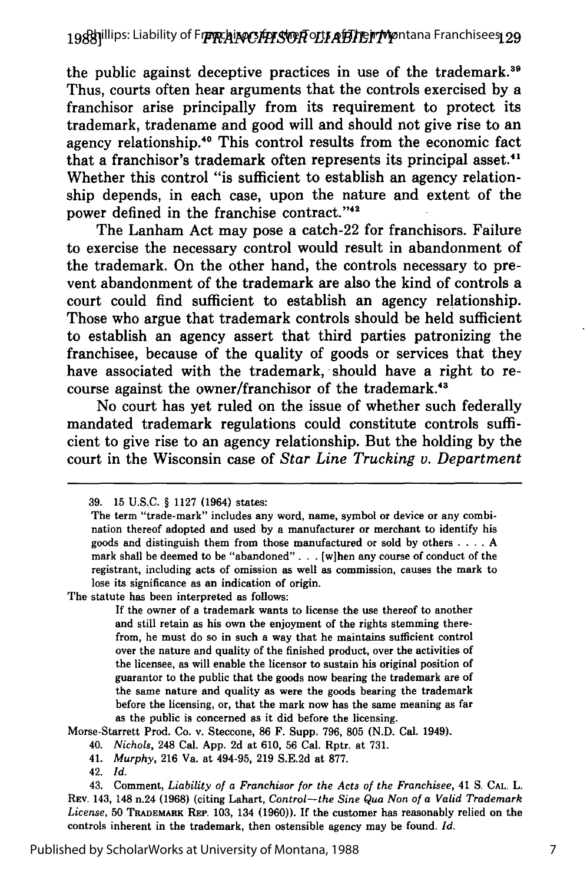the public against deceptive practices in use of the trademark.[39] Thus, courts often hear arguments that the controls exercised by a franchisor arise principally from its requirement to protect its trademark, tradename and good will and should not give rise to an agency relationship.[40] This control results from the economic fact that a franchisor's trademark often represents its principal asset.[41] Whether this control "is sufficient to establish an agency relationship depends, in each case, upon the nature and extent of the power defined in the franchise contract."[42]

The Lanham Act may pose a catch-22 for franchisors. Failure to exercise the necessary control would result in abandonment of the trademark. On the other hand, the controls necessary to prevent abandonment of the trademark are also the kind of controls a court could find sufficient to establish an agency relationship. Those who argue that trademark controls should be held sufficient to establish an agency assert that third parties patronizing the franchisee, because of the quality of goods or services that they have associated with the trademark, should have a right to recourse against the owner/franchisor of the trademark.[43]

No court has yet ruled on the issue of whether such federally mandated trademark regulations could constitute controls sufficient to give rise to an agency relationship. But the holding by the court in the Wisconsin case of *Star Line Trucking v. Department*

---

39. 15 U.S.C. § 1127 (1964) states:

The term "trade-mark" includes any word, name, symbol or device or any combination thereof adopted and used by a manufacturer or merchant to identify his goods and distinguish them from those manufactured or sold by others . . . . A mark shall be deemed to be "abandoned" . . . [w]hen any course of conduct of the registrant, including acts of omission as well as commission, causes the mark to lose its significance as an indication of origin.

The statute has been interpreted as follows:

> If the owner of a trademark wants to license the use thereof to another and still retain as his own the enjoyment of the rights stemming therefrom, he must do so in such a way that he maintains sufficient control over the nature and quality of the finished product, over the activities of the licensee, as will enable the licensor to sustain his original position of guarantor to the public that the goods now bearing the trademark are of the same nature and quality as were the goods bearing the trademark before the licensing, or, that the mark now has the same meaning as far as the public is concerned as it did before the licensing.

Morse-Starrett Prod. Co. v. Steccone, 86 F. Supp. 796, 805 (N.D. Cal. 1949).

40. *Nichols*, 248 Cal. App. 2d at 610, 56 Cal. Rptr. at 731.

41. *Murphy*, 216 Va. at 494-95, 219 S.E.2d at 877.

42. *Id.*

43. Comment, *Liability of a Franchisor for the Acts of the Franchisee*, 41 S. CAL. L. REV. 143, 148 n.24 (1968) (citing Lahart, *Control—the Sine Qua Non of a Valid Trademark License*, 50 TRADEMARK REP. 103, 134 (1960)). If the customer has reasonably relied on the controls inherent in the trademark, then ostensible agency may be found. *Id.*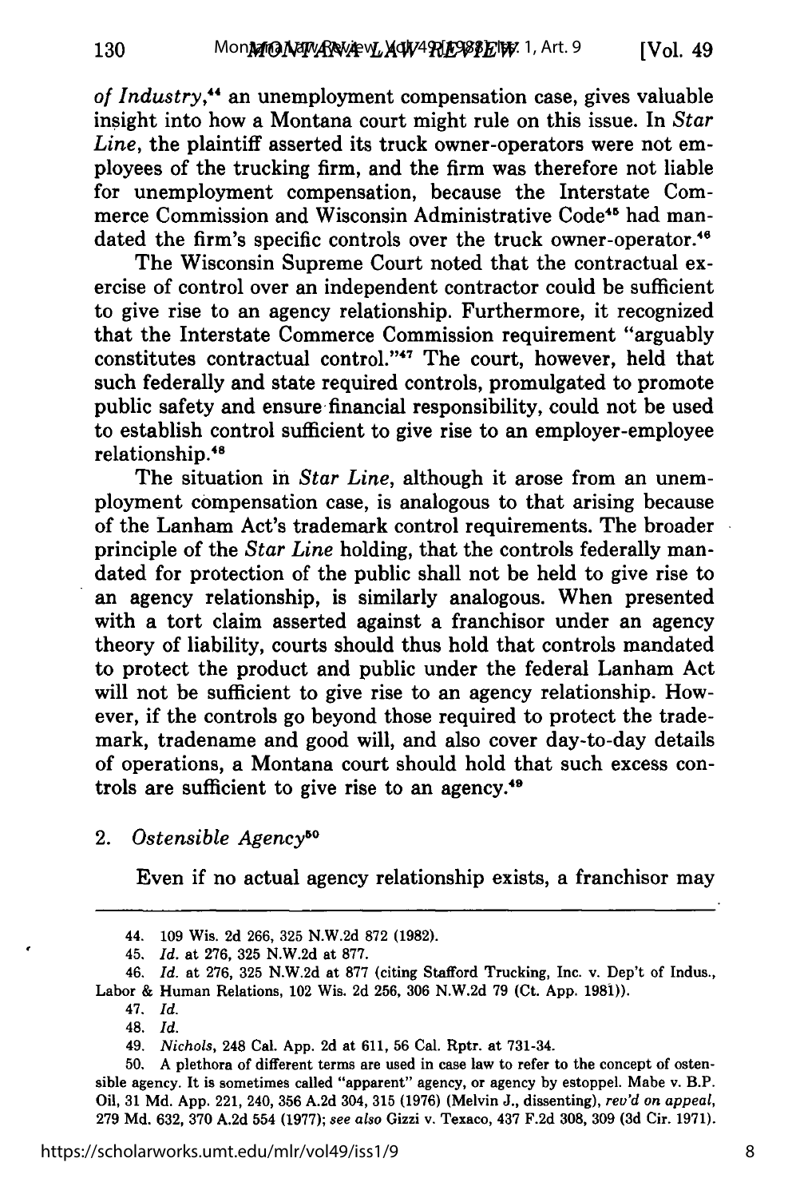*of Industry*,[44] an unemployment compensation case, gives valuable insight into how a Montana court might rule on this issue. In *Star Line*, the plaintiff asserted its truck owner-operators were not employees of the trucking firm, and the firm was therefore not liable for unemployment compensation, because the Interstate Commerce Commission and Wisconsin Administrative Code[45] had mandated the firm's specific controls over the truck owner-operator.[46]

The Wisconsin Supreme Court noted that the contractual exercise of control over an independent contractor could be sufficient to give rise to an agency relationship. Furthermore, it recognized that the Interstate Commerce Commission requirement "arguably constitutes contractual control."[47] The court, however, held that such federally and state required controls, promulgated to promote public safety and ensure financial responsibility, could not be used to establish control sufficient to give rise to an employer-employee relationship.[48]

The situation in *Star Line*, although it arose from an unemployment compensation case, is analogous to that arising because of the Lanham Act's trademark control requirements. The broader principle of the *Star Line* holding, that the controls federally mandated for protection of the public shall not be held to give rise to an agency relationship, is similarly analogous. When presented with a tort claim asserted against a franchisor under an agency theory of liability, courts should thus hold that controls mandated to protect the product and public under the federal Lanham Act will not be sufficient to give rise to an agency relationship. However, if the controls go beyond those required to protect the trademark, tradename and good will, and also cover day-to-day details of operations, a Montana court should hold that such excess controls are sufficient to give rise to an agency.[49]

### 2. *Ostensible Agency*[50]

Even if no actual agency relationship exists, a franchisor may

---

44. 109 Wis. 2d 266, 325 N.W.2d 872 (1982).

45. *Id.* at 276, 325 N.W.2d at 877.

46. *Id.* at 276, 325 N.W.2d at 877 (citing Stafford Trucking, Inc. v. Dep't of Indus., Labor & Human Relations, 102 Wis. 2d 256, 306 N.W.2d 79 (Ct. App. 1981)).

47. *Id.*

48. *Id.*

49. *Nichols*, 248 Cal. App. 2d at 611, 56 Cal. Rptr. at 731-34.

50. A plethora of different terms are used in case law to refer to the concept of ostensible agency. It is sometimes called "apparent" agency, or agency by estoppel. Mabe v. B.P. Oil, 31 Md. App. 221, 240, 356 A.2d 304, 315 (1976) (Melvin J., dissenting), *rev'd on appeal*, 279 Md. 632, 370 A.2d 554 (1977); *see also* Gizzi v. Texaco, 437 F.2d 308, 309 (3d Cir. 1971).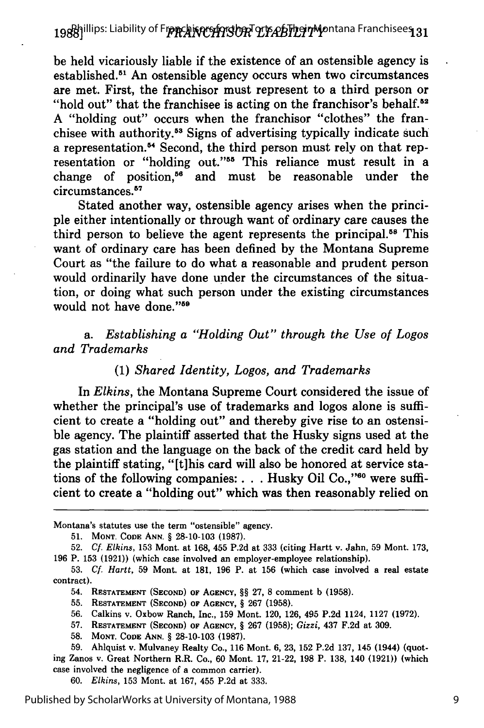be held vicariously liable if the existence of an ostensible agency is established.[51] An ostensible agency occurs when two circumstances are met. First, the franchisor must represent to a third person or "hold out" that the franchisee is acting on the franchisor's behalf.[52] A "holding out" occurs when the franchisor "clothes" the franchisee with authority.[53] Signs of advertising typically indicate such a representation.[54] Second, the third person must rely on that representation or "holding out."[55] This reliance must result in a change of position,[56] and must be reasonable under the circumstances.[57]

Stated another way, ostensible agency arises when the principle either intentionally or through want of ordinary care causes the third person to believe the agent represents the principal.[58] This want of ordinary care has been defined by the Montana Supreme Court as "the failure to do what a reasonable and prudent person would ordinarily have done under the circumstances of the situation, or doing what such person under the existing circumstances would not have done."[59]

a. *Establishing a "Holding Out" through the Use of Logos and Trademarks*

(1) *Shared Identity, Logos, and Trademarks*

In *Elkins*, the Montana Supreme Court considered the issue of whether the principal's use of trademarks and logos alone is sufficient to create a "holding out" and thereby give rise to an ostensible agency. The plaintiff asserted that the Husky signs used at the gas station and the language on the back of the credit card held by the plaintiff stating, "[t]his card will also be honored at service stations of the following companies: . . . Husky Oil Co.,"[60] were sufficient to create a "holding out" which was then reasonably relied on

---

Montana's statutes use the term "ostensible" agency.

51. Mont. Code Ann. § 28-10-103 (1987).

52. *Cf. Elkins*, 153 Mont. at 168, 455 P.2d at 333 (citing Hartt v. Jahn, 59 Mont. 173, 196 P. 153 (1921)) (which case involved an employer-employee relationship).

53. *Cf. Hartt*, 59 Mont. at 181, 196 P. at 156 (which case involved a real estate contract).

54. Restatement (Second) of Agency, §§ 27, 8 comment b (1958).

55. Restatement (Second) of Agency, § 267 (1958).

56. Calkins v. Oxbow Ranch, Inc., 159 Mont. 120, 126, 495 P.2d 1124, 1127 (1972).

57. Restatement (Second) of Agency, § 267 (1958); *Gizzi*, 437 F.2d at 309.

58. Mont. Code Ann. § 28-10-103 (1987).

59. Ahlquist v. Mulvaney Realty Co., 116 Mont. 6, 23, 152 P.2d 137, 145 (1944) (quoting Zanos v. Great Northern R.R. Co., 60 Mont. 17, 21-22, 198 P. 138, 140 (1921)) (which case involved the negligence of a common carrier).

60. *Elkins*, 153 Mont. at 167, 455 P.2d at 333.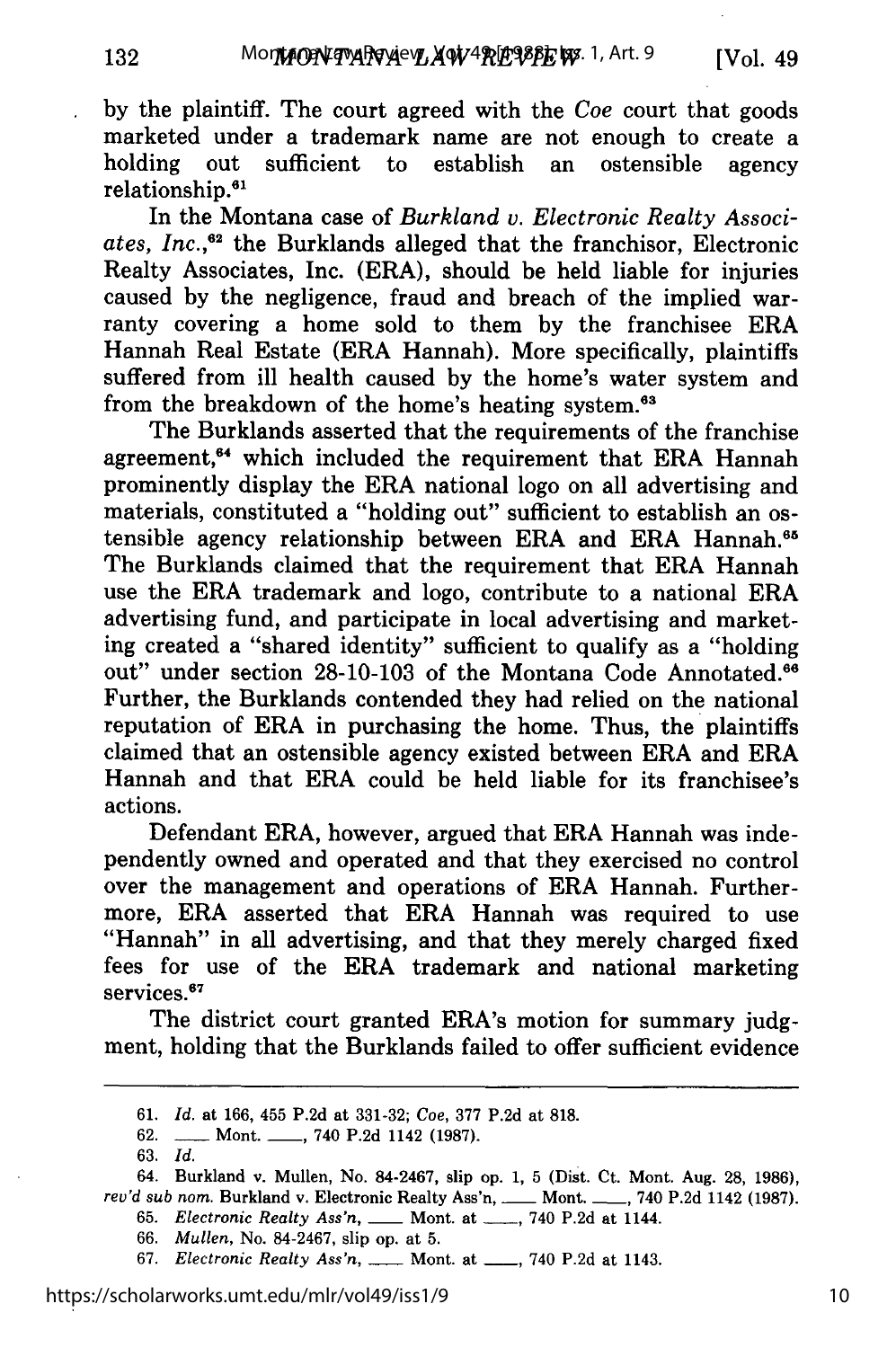by the plaintiff. The court agreed with the *Coe* court that goods marketed under a trademark name are not enough to create a holding out sufficient to establish an ostensible agency relationship.[61]

In the Montana case of *Burkland v. Electronic Realty Associates, Inc.*,[62] the Burklands alleged that the franchisor, Electronic Realty Associates, Inc. (ERA), should be held liable for injuries caused by the negligence, fraud and breach of the implied warranty covering a home sold to them by the franchisee ERA Hannah Real Estate (ERA Hannah). More specifically, plaintiffs suffered from ill health caused by the home's water system and from the breakdown of the home's heating system.[63]

The Burklands asserted that the requirements of the franchise agreement,[64] which included the requirement that ERA Hannah prominently display the ERA national logo on all advertising and materials, constituted a "holding out" sufficient to establish an ostensible agency relationship between ERA and ERA Hannah.[65] The Burklands claimed that the requirement that ERA Hannah use the ERA trademark and logo, contribute to a national ERA advertising fund, and participate in local advertising and marketing created a "shared identity" sufficient to qualify as a "holding out" under section 28-10-103 of the Montana Code Annotated.[66] Further, the Burklands contended they had relied on the national reputation of ERA in purchasing the home. Thus, the plaintiffs claimed that an ostensible agency existed between ERA and ERA Hannah and that ERA could be held liable for its franchisee's actions.

Defendant ERA, however, argued that ERA Hannah was independently owned and operated and that they exercised no control over the management and operations of ERA Hannah. Furthermore, ERA asserted that ERA Hannah was required to use "Hannah" in all advertising, and that they merely charged fixed fees for use of the ERA trademark and national marketing services.[67]

The district court granted ERA's motion for summary judgment, holding that the Burklands failed to offer sufficient evidence

---

61. *Id.* at 166, 455 P.2d at 331-32; *Coe*, 377 P.2d at 818.

62. ___ Mont. ___, 740 P.2d 1142 (1987).

63. *Id.*

64. Burkland v. Mullen, No. 84-2467, slip op. 1, 5 (Dist. Ct. Mont. Aug. 28, 1986), *rev'd sub nom.* Burkland v. Electronic Realty Ass'n, ___ Mont. ___, 740 P.2d 1142 (1987).

65. *Electronic Realty Ass'n*, ___ Mont. at ___, 740 P.2d at 1144.

66. *Mullen*, No. 84-2467, slip op. at 5.

67. *Electronic Realty Ass'n*, ___ Mont. at ___, 740 P.2d at 1143.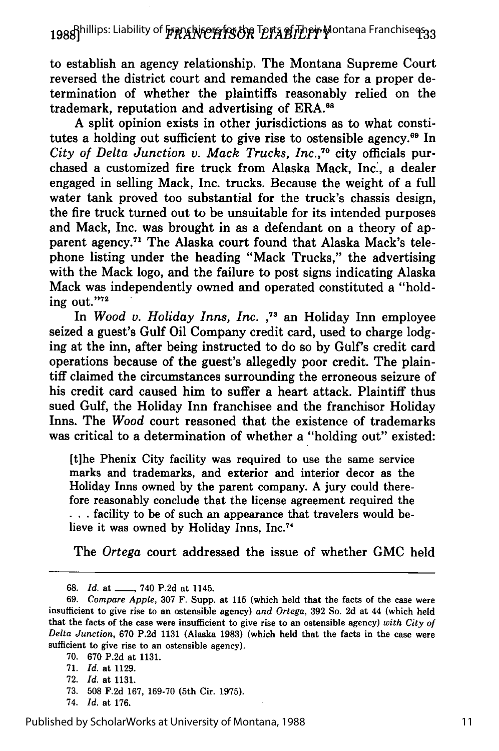to establish an agency relationship. The Montana Supreme Court reversed the district court and remanded the case for a proper determination of whether the plaintiffs reasonably relied on the trademark, reputation and advertising of ERA.[68]

A split opinion exists in other jurisdictions as to what constitutes a holding out sufficient to give rise to ostensible agency.[69] In *City of Delta Junction v. Mack Trucks, Inc.*,[70] city officials purchased a customized fire truck from Alaska Mack, Inc., a dealer engaged in selling Mack, Inc. trucks. Because the weight of a full water tank proved too substantial for the truck's chassis design, the fire truck turned out to be unsuitable for its intended purposes and Mack, Inc. was brought in as a defendant on a theory of apparent agency.[71] The Alaska court found that Alaska Mack's telephone listing under the heading "Mack Trucks," the advertising with the Mack logo, and the failure to post signs indicating Alaska Mack was independently owned and operated constituted a "holding out."[72]

In *Wood v. Holiday Inns, Inc.* ,[73] an Holiday Inn employee seized a guest's Gulf Oil Company credit card, used to charge lodging at the inn, after being instructed to do so by Gulf's credit card operations because of the guest's allegedly poor credit. The plaintiff claimed the circumstances surrounding the erroneous seizure of his credit card caused him to suffer a heart attack. Plaintiff thus sued Gulf, the Holiday Inn franchisee and the franchisor Holiday Inns. The *Wood* court reasoned that the existence of trademarks was critical to a determination of whether a "holding out" existed:

> [t]he Phenix City facility was required to use the same service marks and trademarks, and exterior and interior decor as the Holiday Inns owned by the parent company. A jury could therefore reasonably conclude that the license agreement required the . . . facility to be of such an appearance that travelers would believe it was owned by Holiday Inns, Inc.[74]

The *Ortega* court addressed the issue of whether GMC held

---

68. *Id.* at ___, 740 P.2d at 1145.

69. *Compare Apple*, 307 F. Supp. at 115 (which held that the facts of the case were insufficient to give rise to an ostensible agency) *and Ortega*, 392 So. 2d at 44 (which held that the facts of the case were insufficient to give rise to an ostensible agency) *with City of Delta Junction*, 670 P.2d 1131 (Alaska 1983) (which held that the facts in the case were sufficient to give rise to an ostensible agency).

70. 670 P.2d at 1131.

71. *Id.* at 1129.

72. *Id.* at 1131.

73. 508 F.2d 167, 169-70 (5th Cir. 1975).

74. *Id.* at 176.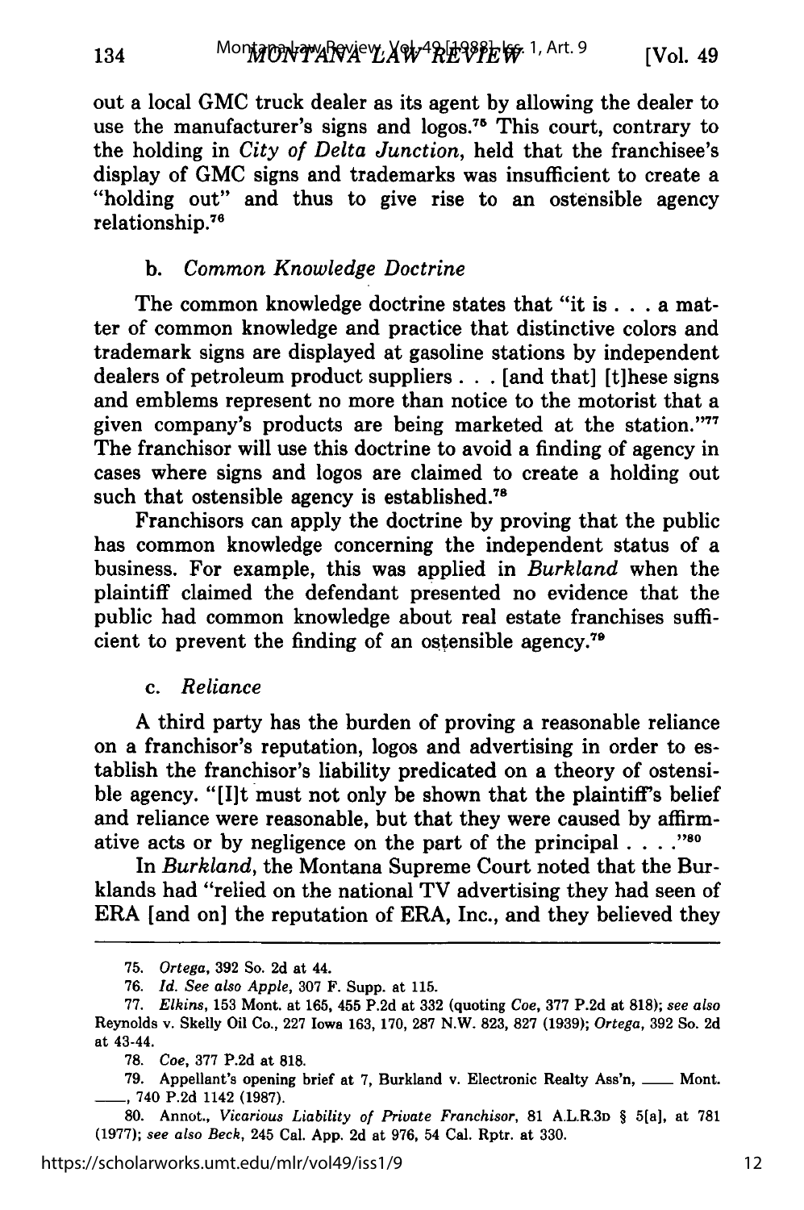out a local GMC truck dealer as its agent by allowing the dealer to use the manufacturer's signs and logos.[75] This court, contrary to the holding in *City of Delta Junction*, held that the franchisee's display of GMC signs and trademarks was insufficient to create a "holding out" and thus to give rise to an ostensible agency relationship.[76]

### b. *Common Knowledge Doctrine*

The common knowledge doctrine states that "it is . . . a matter of common knowledge and practice that distinctive colors and trademark signs are displayed at gasoline stations by independent dealers of petroleum product suppliers . . . [and that] [t]hese signs and emblems represent no more than notice to the motorist that a given company's products are being marketed at the station."[77] The franchisor will use this doctrine to avoid a finding of agency in cases where signs and logos are claimed to create a holding out such that ostensible agency is established.[78]

Franchisors can apply the doctrine by proving that the public has common knowledge concerning the independent status of a business. For example, this was applied in *Burkland* when the plaintiff claimed the defendant presented no evidence that the public had common knowledge about real estate franchises sufficient to prevent the finding of an ostensible agency.[79]

### c. *Reliance*

A third party has the burden of proving a reasonable reliance on a franchisor's reputation, logos and advertising in order to establish the franchisor's liability predicated on a theory of ostensible agency. "[I]t must not only be shown that the plaintiff's belief and reliance were reasonable, but that they were caused by affirmative acts or by negligence on the part of the principal . . . ."[80]

In *Burkland*, the Montana Supreme Court noted that the Burklands had "relied on the national TV advertising they had seen of ERA [and on] the reputation of ERA, Inc., and they believed they

---

75. *Ortega*, 392 So. 2d at 44.

76. *Id. See also Apple*, 307 F. Supp. at 115.

77. *Elkins*, 153 Mont. at 165, 455 P.2d at 332 (quoting *Coe*, 377 P.2d at 818); *see also* Reynolds v. Skelly Oil Co., 227 Iowa 163, 170, 287 N.W. 823, 827 (1939); *Ortega*, 392 So. 2d at 43-44.

78. *Coe*, 377 P.2d at 818.

79. Appellant's opening brief at 7, Burkland v. Electronic Realty Ass'n, ___ Mont. ___, 740 P.2d 1142 (1987).

80. Annot., *Vicarious Liability of Private Franchisor*, 81 A.L.R.3D § 5[a], at 781 (1977); *see also Beck*, 245 Cal. App. 2d at 976, 54 Cal. Rptr. at 330.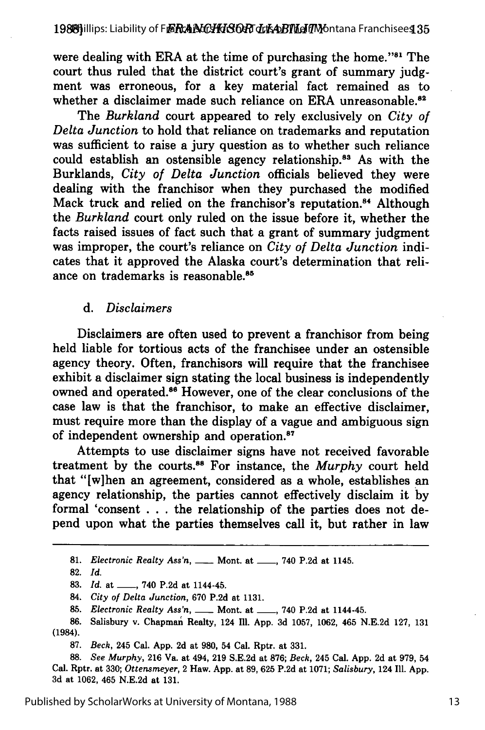were dealing with ERA at the time of purchasing the home."[81] The court thus ruled that the district court's grant of summary judgment was erroneous, for a key material fact remained as to whether a disclaimer made such reliance on ERA unreasonable.[82]

The *Burkland* court appeared to rely exclusively on *City of Delta Junction* to hold that reliance on trademarks and reputation was sufficient to raise a jury question as to whether such reliance could establish an ostensible agency relationship.[83] As with the Burklands, *City of Delta Junction* officials believed they were dealing with the franchisor when they purchased the modified Mack truck and relied on the franchisor's reputation.[84] Although the *Burkland* court only ruled on the issue before it, whether the facts raised issues of fact such that a grant of summary judgment was improper, the court's reliance on *City of Delta Junction* indicates that it approved the Alaska court's determination that reliance on trademarks is reasonable.[85]

### d. *Disclaimers*

Disclaimers are often used to prevent a franchisor from being held liable for tortious acts of the franchisee under an ostensible agency theory. Often, franchisors will require that the franchisee exhibit a disclaimer sign stating the local business is independently owned and operated.[86] However, one of the clear conclusions of the case law is that the franchisor, to make an effective disclaimer, must require more than the display of a vague and ambiguous sign of independent ownership and operation.[87]

Attempts to use disclaimer signs have not received favorable treatment by the courts.[88] For instance, the *Murphy* court held that "[w]hen an agreement, considered as a whole, establishes an agency relationship, the parties cannot effectively disclaim it by formal 'consent . . . the relationship of the parties does not depend upon what the parties themselves call it, but rather in law

---

81. *Electronic Realty Ass'n*, ____ Mont. at ____, 740 P.2d at 1145.

82. *Id.*

83. *Id.* at ____, 740 P.2d at 1144-45.

84. *City of Delta Junction*, 670 P.2d at 1131.

85. *Electronic Realty Ass'n*, ____ Mont. at ____, 740 P.2d at 1144-45.

86. Salisbury v. Chapman Realty, 124 Ill. App. 3d 1057, 1062, 465 N.E.2d 127, 131 (1984).

87. *Beck*, 245 Cal. App. 2d at 980, 54 Cal. Rptr. at 331.

88. *See Murphy*, 216 Va. at 494, 219 S.E.2d at 876; *Beck*, 245 Cal. App. 2d at 979, 54 Cal. Rptr. at 330; *Ottensmeyer*, 2 Haw. App. at 89, 625 P.2d at 1071; *Salisbury*, 124 Ill. App. 3d at 1062, 465 N.E.2d at 131.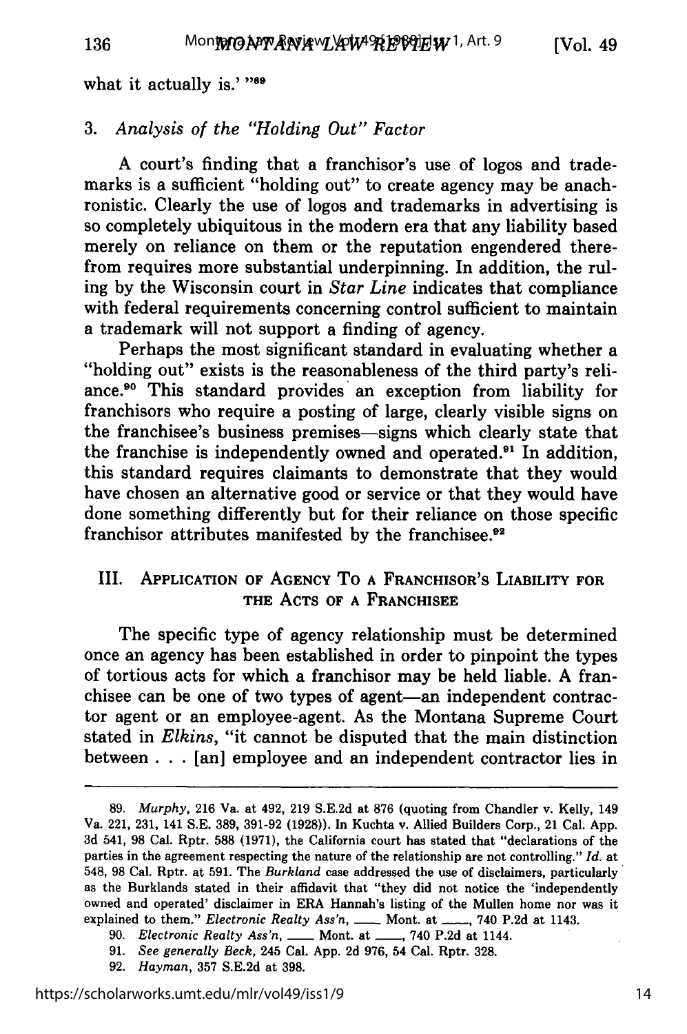what it actually is.' "[89]

### 3. *Analysis of the "Holding Out" Factor*

A court's finding that a franchisor's use of logos and trademarks is a sufficient "holding out" to create agency may be anachronistic. Clearly the use of logos and trademarks in advertising is so completely ubiquitous in the modern era that any liability based merely on reliance on them or the reputation engendered therefrom requires more substantial underpinning. In addition, the ruling by the Wisconsin court in *Star Line* indicates that compliance with federal requirements concerning control sufficient to maintain a trademark will not support a finding of agency.

Perhaps the most significant standard in evaluating whether a "holding out" exists is the reasonableness of the third party's reliance.[90] This standard provides an exception from liability for franchisors who require a posting of large, clearly visible signs on the franchisee's business premises—signs which clearly state that the franchise is independently owned and operated.[91] In addition, this standard requires claimants to demonstrate that they would have chosen an alternative good or service or that they would have done something differently but for their reliance on those specific franchisor attributes manifested by the franchisee.[92]

## III. Application of Agency To a Franchisor's Liability for the Acts of a Franchisee

The specific type of agency relationship must be determined once an agency has been established in order to pinpoint the types of tortious acts for which a franchisor may be held liable. A franchisee can be one of two types of agent—an independent contractor agent or an employee-agent. As the Montana Supreme Court stated in *Elkins*, "it cannot be disputed that the main distinction between . . . [an] employee and an independent contractor lies in

---

89. *Murphy*, 216 Va. at 492, 219 S.E.2d at 876 (quoting from Chandler v. Kelly, 149 Va. 221, 231, 141 S.E. 389, 391-92 (1928)). In Kuchta v. Allied Builders Corp., 21 Cal. App. 3d 541, 98 Cal. Rptr. 588 (1971), the California court has stated that "declarations of the parties in the agreement respecting the nature of the relationship are not controlling." *Id.* at 548, 98 Cal. Rptr. at 591. The *Burkland* case addressed the use of disclaimers, particularly as the Burklands stated in their affidavit that "they did not notice the 'independently owned and operated' disclaimer in ERA Hannah's listing of the Mullen home nor was it explained to them." *Electronic Realty Ass'n*, ___ Mont. at ___, 740 P.2d at 1143.

90. *Electronic Realty Ass'n*, ___ Mont. at ___, 740 P.2d at 1144.

91. *See generally Beck*, 245 Cal. App. 2d 976, 54 Cal. Rptr. 328.

92. *Hayman*, 357 S.E.2d at 398.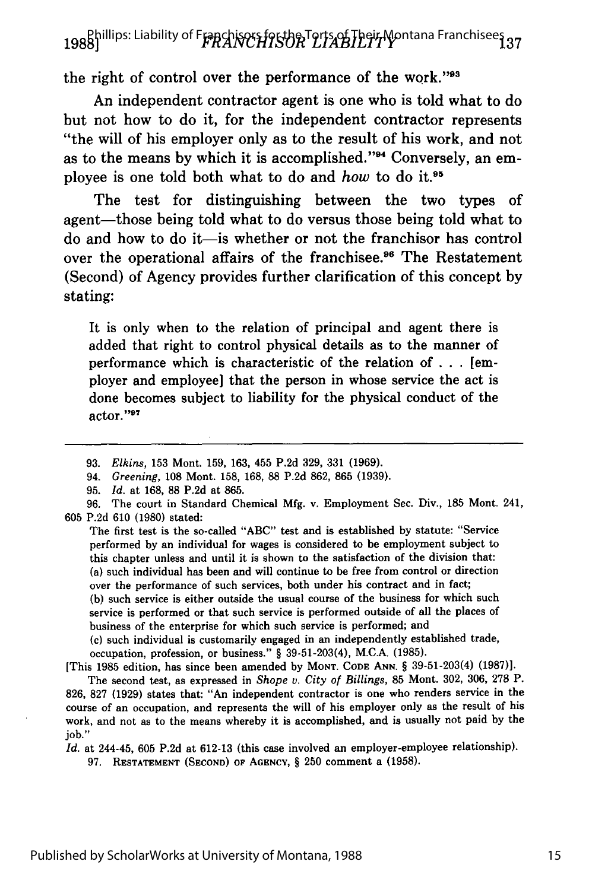the right of control over the performance of the work."[93]

An independent contractor agent is one who is told what to do but not how to do it, for the independent contractor represents "the will of his employer only as to the result of his work, and not as to the means by which it is accomplished."[94] Conversely, an employee is one told both what to do and *how* to do it.[95]

The test for distinguishing between the two types of agent—those being told what to do versus those being told what to do and how to do it—is whether or not the franchisor has control over the operational affairs of the franchisee.[96] The Restatement (Second) of Agency provides further clarification of this concept by stating:

> It is only when to the relation of principal and agent there is added that right to control physical details as to the manner of performance which is characteristic of the relation of . . . [employer and employee] that the person in whose service the act is done becomes subject to liability for the physical conduct of the actor."[97]

---

93. *Elkins*, 153 Mont. 159, 163, 455 P.2d 329, 331 (1969).

94. *Greening*, 108 Mont. 158, 168, 88 P.2d 862, 865 (1939).

95. *Id.* at 168, 88 P.2d at 865.

96. The court in Standard Chemical Mfg. v. Employment Sec. Div., 185 Mont. 241, 605 P.2d 610 (1980) stated:

The first test is the so-called "ABC" test and is established by statute: "Service performed by an individual for wages is considered to be employment subject to this chapter unless and until it is shown to the satisfaction of the division that:
(a) such individual has been and will continue to be free from control or direction over the performance of such services, both under his contract and in fact;
(b) such service is either outside the usual course of the business for which such service is performed or that such service is performed outside of all the places of business of the enterprise for which such service is performed; and
(c) such individual is customarily engaged in an independently established trade, occupation, profession, or business." § 39-51-203(4), M.C.A. (1985).

[This 1985 edition, has since been amended by MONT. CODE ANN. § 39-51-203(4) (1987)].

The second test, as expressed in *Shope v. City of Billings*, 85 Mont. 302, 306, 278 P. 826, 827 (1929) states that: "An independent contractor is one who renders service in the course of an occupation, and represents the will of his employer only as the result of his work, and not as to the means whereby it is accomplished, and is usually not paid by the job."

*Id.* at 244-45, 605 P.2d at 612-13 (this case involved an employer-employee relationship).

97. RESTATEMENT (SECOND) OF AGENCY, § 250 comment a (1958).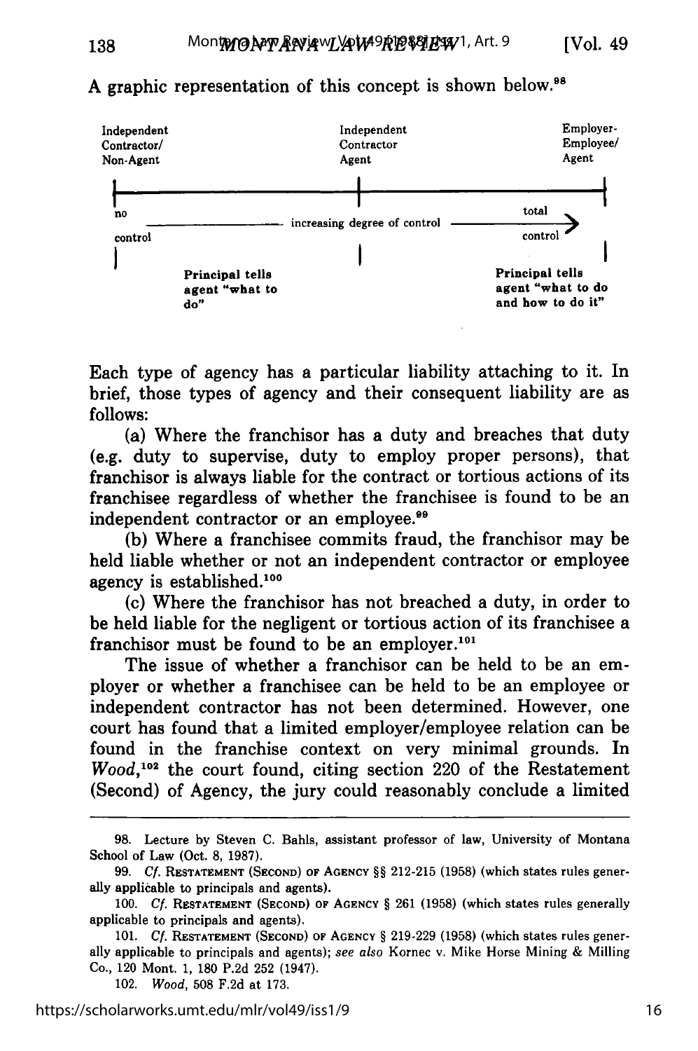A graphic representation of this concept is shown below.[98]

| Independent Contractor/ Non-Agent | Independent Contractor Agent | Employer-Employee/ Agent |
|---|---|---|
| no control | ——— increasing degree of control ——— | total control → |
| Principal tells agent "what to do" | | Principal tells agent "what to do and how to do it" |

Each type of agency has a particular liability attaching to it. In brief, those types of agency and their consequent liability are as follows:

(a) Where the franchisor has a duty and breaches that duty (e.g. duty to supervise, duty to employ proper persons), that franchisor is always liable for the contract or tortious actions of its franchisee regardless of whether the franchisee is found to be an independent contractor or an employee.[99]

(b) Where a franchisee commits fraud, the franchisor may be held liable whether or not an independent contractor or employee agency is established.[100]

(c) Where the franchisor has not breached a duty, in order to be held liable for the negligent or tortious action of its franchisee a franchisor must be found to be an employer.[101]

The issue of whether a franchisor can be held to be an employer or whether a franchisee can be held to be an employee or independent contractor has not been determined. However, one court has found that a limited employer/employee relation can be found in the franchise context on very minimal grounds. In *Wood*,[102] the court found, citing section 220 of the Restatement (Second) of Agency, the jury could reasonably conclude a limited

---

98. Lecture by Steven C. Bahls, assistant professor of law, University of Montana School of Law (Oct. 8, 1987).

99. *Cf.* RESTATEMENT (SECOND) OF AGENCY §§ 212-215 (1958) (which states rules generally applicable to principals and agents).

100. *Cf.* RESTATEMENT (SECOND) OF AGENCY § 261 (1958) (which states rules generally applicable to principals and agents).

101. *Cf.* RESTATEMENT (SECOND) OF AGENCY § 219-229 (1958) (which states rules generally applicable to principals and agents); *see also* Kornec v. Mike Horse Mining & Milling Co., 120 Mont. 1, 180 P.2d 252 (1947).

102. *Wood*, 508 F.2d at 173.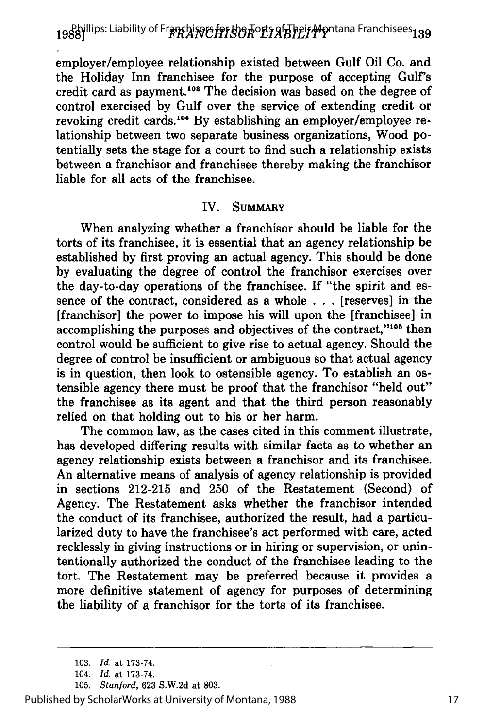employer/employee relationship existed between Gulf Oil Co. and the Holiday Inn franchisee for the purpose of accepting Gulf's credit card as payment.[103] The decision was based on the degree of control exercised by Gulf over the service of extending credit or revoking credit cards.[104] By establishing an employer/employee relationship between two separate business organizations, Wood potentially sets the stage for a court to find such a relationship exists between a franchisor and franchisee thereby making the franchisor liable for all acts of the franchisee.

## IV. SUMMARY

When analyzing whether a franchisor should be liable for the torts of its franchisee, it is essential that an agency relationship be established by first proving an actual agency. This should be done by evaluating the degree of control the franchisor exercises over the day-to-day operations of the franchisee. If "the spirit and essence of the contract, considered as a whole . . . [reserves] in the [franchisor] the power to impose his will upon the [franchisee] in accomplishing the purposes and objectives of the contract,"[105] then control would be sufficient to give rise to actual agency. Should the degree of control be insufficient or ambiguous so that actual agency is in question, then look to ostensible agency. To establish an ostensible agency there must be proof that the franchisor "held out" the franchisee as its agent and that the third person reasonably relied on that holding out to his or her harm.

The common law, as the cases cited in this comment illustrate, has developed differing results with similar facts as to whether an agency relationship exists between a franchisor and its franchisee. An alternative means of analysis of agency relationship is provided in sections 212-215 and 250 of the Restatement (Second) of Agency. The Restatement asks whether the franchisor intended the conduct of its franchisee, authorized the result, had a particularized duty to have the franchisee's act performed with care, acted recklessly in giving instructions or in hiring or supervision, or unintentionally authorized the conduct of the franchisee leading to the tort. The Restatement may be preferred because it provides a more definitive statement of agency for purposes of determining the liability of a franchisor for the torts of its franchisee.

---

103. *Id.* at 173-74.

104. *Id.* at 173-74.

105. *Stanford*, 623 S.W.2d at 803.